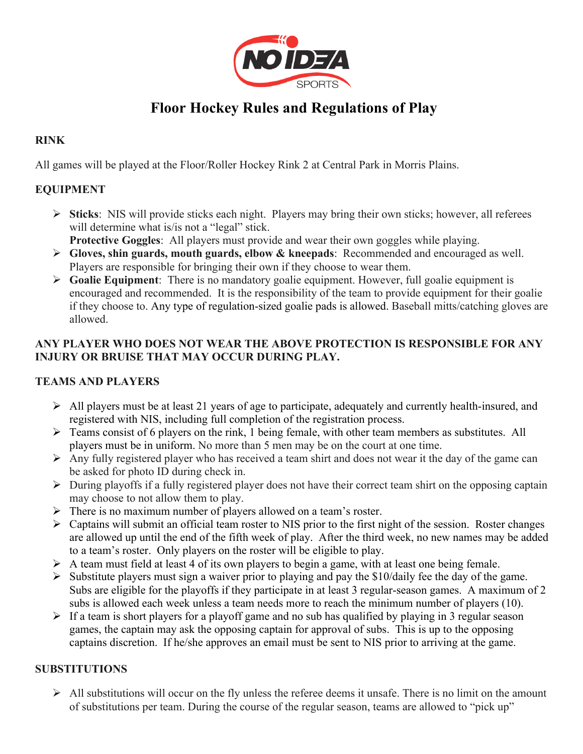# Floor Hockey Rules and Regulations of Play

## RINK

All games will be played at the Floor/Roller Hockey Rink 2 at Central Park in Morris Plains.

## EQUIPMENT

- **Sticks**: NIS will provide sticks each night. Players may bring their own sticks; however, all referees will determine what is/is not a "legal" stick.
  **Protective Goggles**: All players must provide and wear their own goggles while playing.
- **Gloves, shin guards, mouth guards, elbow & kneepads**: Recommended and encouraged as well. Players are responsible for bringing their own if they choose to wear them.
- **Goalie Equipment**: There is no mandatory goalie equipment. However, full goalie equipment is encouraged and recommended. It is the responsibility of the team to provide equipment for their goalie if they choose to. Any type of regulation-sized goalie pads is allowed. Baseball mitts/catching gloves are allowed.

**ANY PLAYER WHO DOES NOT WEAR THE ABOVE PROTECTION IS RESPONSIBLE FOR ANY INJURY OR BRUISE THAT MAY OCCUR DURING PLAY.**

## TEAMS AND PLAYERS

- All players must be at least 21 years of age to participate, adequately and currently health-insured, and registered with NIS, including full completion of the registration process.
- Teams consist of 6 players on the rink, 1 being female, with other team members as substitutes. All players must be in uniform. No more than 5 men may be on the court at one time.
- Any fully registered player who has received a team shirt and does not wear it the day of the game can be asked for photo ID during check in.
- During playoffs if a fully registered player does not have their correct team shirt on the opposing captain may choose to not allow them to play.
- There is no maximum number of players allowed on a team's roster.
- Captains will submit an official team roster to NIS prior to the first night of the session. Roster changes are allowed up until the end of the fifth week of play. After the third week, no new names may be added to a team's roster. Only players on the roster will be eligible to play.
- A team must field at least 4 of its own players to begin a game, with at least one being female.
- Substitute players must sign a waiver prior to playing and pay the $10/daily fee the day of the game. Subs are eligible for the playoffs if they participate in at least 3 regular-season games. A maximum of 2 subs is allowed each week unless a team needs more to reach the minimum number of players (10).
- If a team is short players for a playoff game and no sub has qualified by playing in 3 regular season games, the captain may ask the opposing captain for approval of subs. This is up to the opposing captains discretion. If he/she approves an email must be sent to NIS prior to arriving at the game.

## SUBSTITUTIONS

- All substitutions will occur on the fly unless the referee deems it unsafe. There is no limit on the amount of substitutions per team. During the course of the regular season, teams are allowed to "pick up"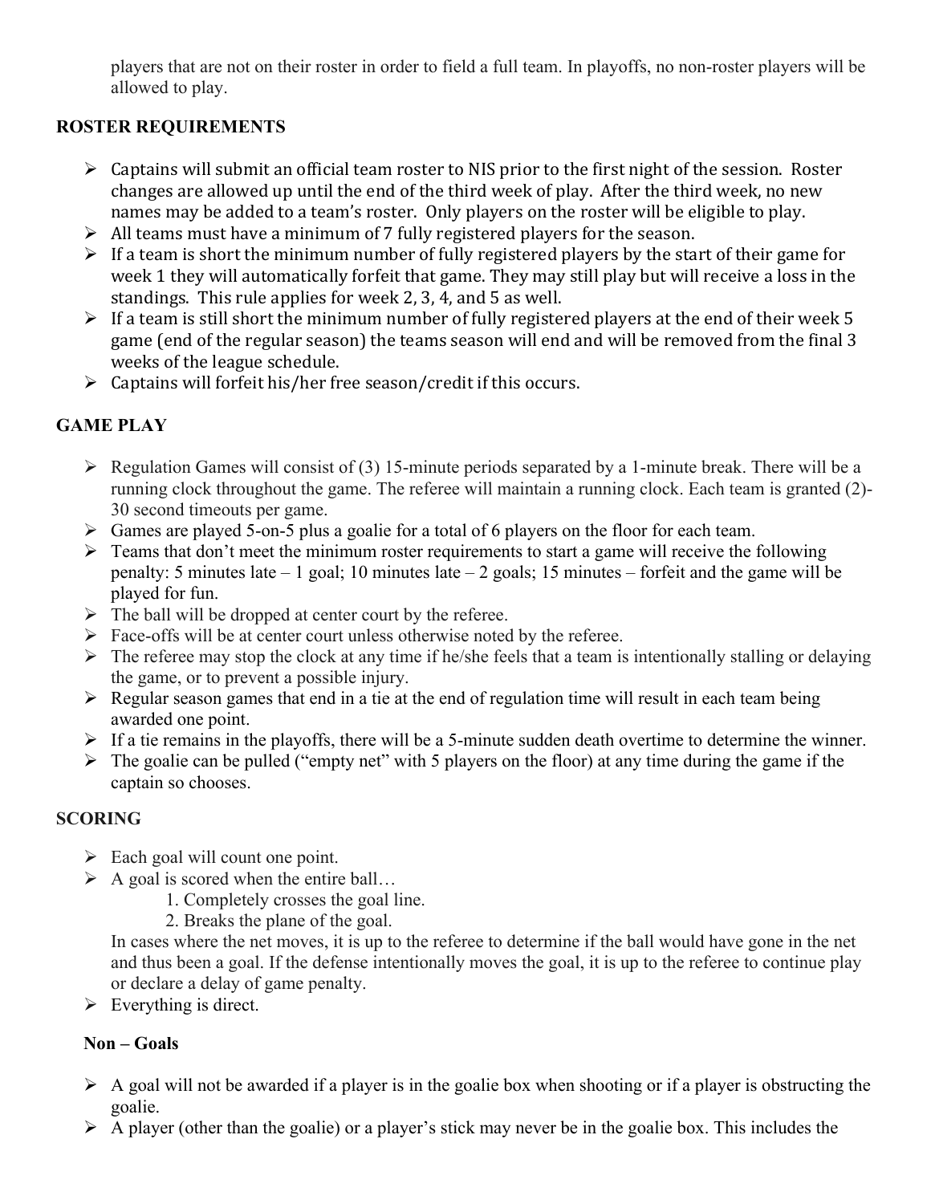players that are not on their roster in order to field a full team. In playoffs, no non-roster players will be allowed to play.

## ROSTER REQUIREMENTS

- Captains will submit an official team roster to NIS prior to the first night of the session. Roster changes are allowed up until the end of the third week of play. After the third week, no new names may be added to a team's roster. Only players on the roster will be eligible to play.
- All teams must have a minimum of 7 fully registered players for the season.
- If a team is short the minimum number of fully registered players by the start of their game for week 1 they will automatically forfeit that game. They may still play but will receive a loss in the standings. This rule applies for week 2, 3, 4, and 5 as well.
- If a team is still short the minimum number of fully registered players at the end of their week 5 game (end of the regular season) the teams season will end and will be removed from the final 3 weeks of the league schedule.
- Captains will forfeit his/her free season/credit if this occurs.

## GAME PLAY

- Regulation Games will consist of (3) 15-minute periods separated by a 1-minute break. There will be a running clock throughout the game. The referee will maintain a running clock. Each team is granted (2)-30 second timeouts per game.
- Games are played 5-on-5 plus a goalie for a total of 6 players on the floor for each team.
- Teams that don't meet the minimum roster requirements to start a game will receive the following penalty: 5 minutes late – 1 goal; 10 minutes late – 2 goals; 15 minutes – forfeit and the game will be played for fun.
- The ball will be dropped at center court by the referee.
- Face-offs will be at center court unless otherwise noted by the referee.
- The referee may stop the clock at any time if he/she feels that a team is intentionally stalling or delaying the game, or to prevent a possible injury.
- Regular season games that end in a tie at the end of regulation time will result in each team being awarded one point.
- If a tie remains in the playoffs, there will be a 5-minute sudden death overtime to determine the winner.
- The goalie can be pulled ("empty net" with 5 players on the floor) at any time during the game if the captain so chooses.

## SCORING

- Each goal will count one point.
- A goal is scored when the entire ball…
  1. Completely crosses the goal line.
  2. Breaks the plane of the goal.

  In cases where the net moves, it is up to the referee to determine if the ball would have gone in the net and thus been a goal. If the defense intentionally moves the goal, it is up to the referee to continue play or declare a delay of game penalty.
- Everything is direct.

### Non – Goals

- A goal will not be awarded if a player is in the goalie box when shooting or if a player is obstructing the goalie.
- A player (other than the goalie) or a player's stick may never be in the goalie box. This includes the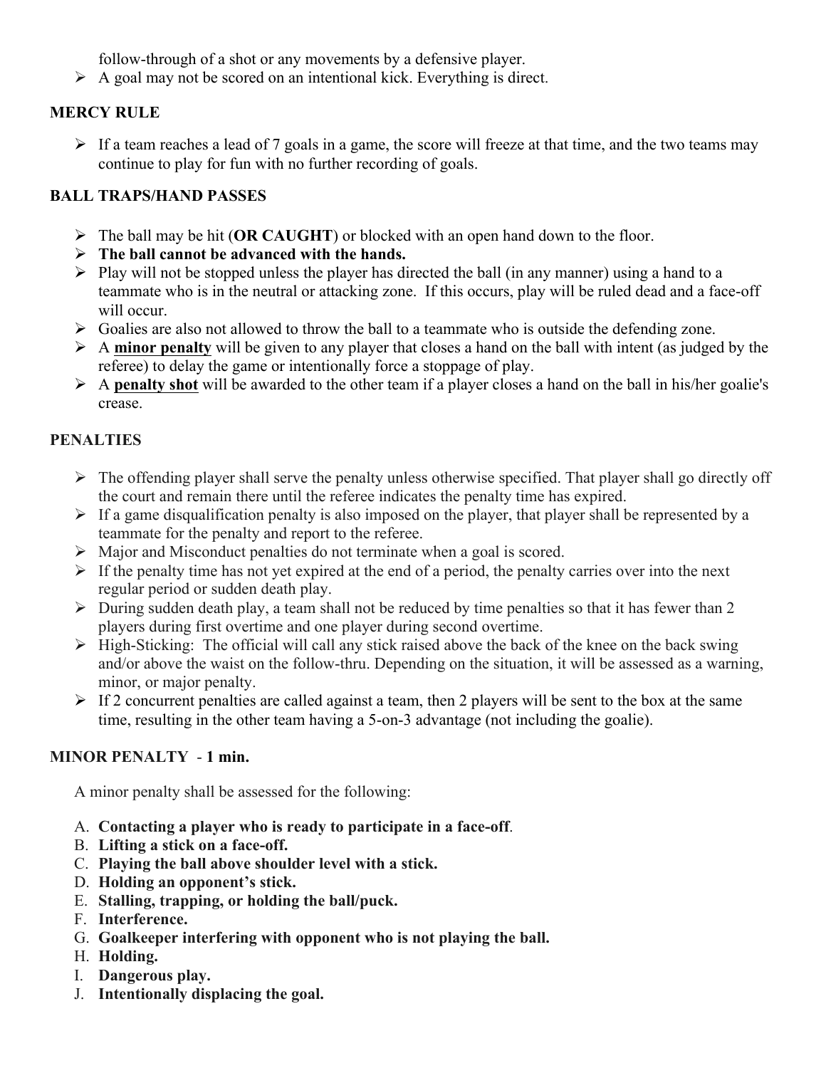follow-through of a shot or any movements by a defensive player.

- A goal may not be scored on an intentional kick. Everything is direct.

**MERCY RULE**

- If a team reaches a lead of 7 goals in a game, the score will freeze at that time, and the two teams may continue to play for fun with no further recording of goals.

**BALL TRAPS/HAND PASSES**

- The ball may be hit (**OR CAUGHT**) or blocked with an open hand down to the floor.
- **The ball cannot be advanced with the hands.**
- Play will not be stopped unless the player has directed the ball (in any manner) using a hand to a teammate who is in the neutral or attacking zone. If this occurs, play will be ruled dead and a face-off will occur.
- Goalies are also not allowed to throw the ball to a teammate who is outside the defending zone.
- A **minor penalty** will be given to any player that closes a hand on the ball with intent (as judged by the referee) to delay the game or intentionally force a stoppage of play.
- A **penalty shot** will be awarded to the other team if a player closes a hand on the ball in his/her goalie's crease.

**PENALTIES**

- The offending player shall serve the penalty unless otherwise specified. That player shall go directly off the court and remain there until the referee indicates the penalty time has expired.
- If a game disqualification penalty is also imposed on the player, that player shall be represented by a teammate for the penalty and report to the referee.
- Major and Misconduct penalties do not terminate when a goal is scored.
- If the penalty time has not yet expired at the end of a period, the penalty carries over into the next regular period or sudden death play.
- During sudden death play, a team shall not be reduced by time penalties so that it has fewer than 2 players during first overtime and one player during second overtime.
- High-Sticking: The official will call any stick raised above the back of the knee on the back swing and/or above the waist on the follow-thru. Depending on the situation, it will be assessed as a warning, minor, or major penalty.
- If 2 concurrent penalties are called against a team, then 2 players will be sent to the box at the same time, resulting in the other team having a 5-on-3 advantage (not including the goalie).

**MINOR PENALTY - 1 min.**

A minor penalty shall be assessed for the following:

A. **Contacting a player who is ready to participate in a face-off**.
B. **Lifting a stick on a face-off.**
C. **Playing the ball above shoulder level with a stick.**
D. **Holding an opponent's stick.**
E. **Stalling, trapping, or holding the ball/puck.**
F. **Interference.**
G. **Goalkeeper interfering with opponent who is not playing the ball.**
H. **Holding.**
I. **Dangerous play.**
J. **Intentionally displacing the goal.**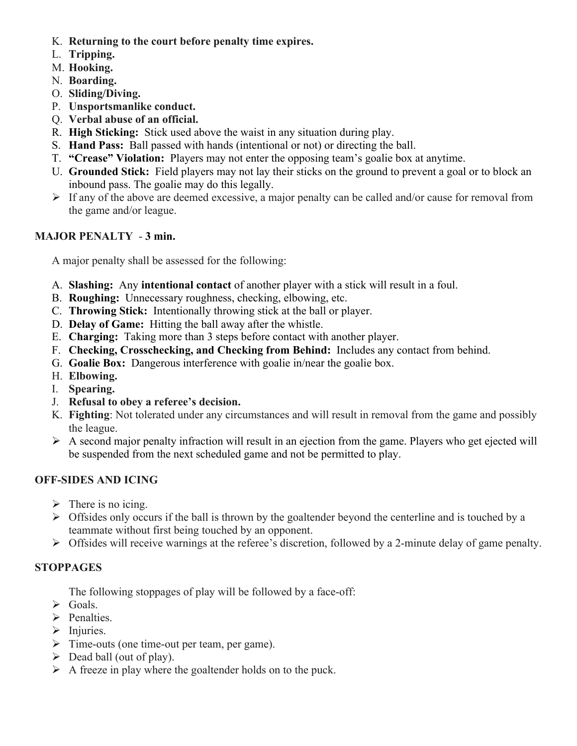K. **Returning to the court before penalty time expires.**
L. **Tripping.**
M. **Hooking.**
N. **Boarding.**
O. **Sliding/Diving.**
P. **Unsportsmanlike conduct.**
Q. **Verbal abuse of an official.**
R. **High Sticking:** Stick used above the waist in any situation during play.
S. **Hand Pass:** Ball passed with hands (intentional or not) or directing the ball.
T. **"Crease" Violation:** Players may not enter the opposing team's goalie box at anytime.
U. **Grounded Stick:** Field players may not lay their sticks on the ground to prevent a goal or to block an inbound pass. The goalie may do this legally.

- If any of the above are deemed excessive, a major penalty can be called and/or cause for removal from the game and/or league.

## MAJOR PENALTY - 3 min.

A major penalty shall be assessed for the following:

A. **Slashing:** Any **intentional contact** of another player with a stick will result in a foul.
B. **Roughing:** Unnecessary roughness, checking, elbowing, etc.
C. **Throwing Stick:** Intentionally throwing stick at the ball or player.
D. **Delay of Game:** Hitting the ball away after the whistle.
E. **Charging:** Taking more than 3 steps before contact with another player.
F. **Checking, Crosschecking, and Checking from Behind:** Includes any contact from behind.
G. **Goalie Box:** Dangerous interference with goalie in/near the goalie box.
H. **Elbowing.**
I. **Spearing.**
J. **Refusal to obey a referee's decision.**
K. **Fighting**: Not tolerated under any circumstances and will result in removal from the game and possibly the league.

- A second major penalty infraction will result in an ejection from the game. Players who get ejected will be suspended from the next scheduled game and not be permitted to play.

## OFF-SIDES AND ICING

- There is no icing.
- Offsides only occurs if the ball is thrown by the goaltender beyond the centerline and is touched by a teammate without first being touched by an opponent.
- Offsides will receive warnings at the referee's discretion, followed by a 2-minute delay of game penalty.

## STOPPAGES

The following stoppages of play will be followed by a face-off:

- Goals.
- Penalties.
- Injuries.
- Time-outs (one time-out per team, per game).
- Dead ball (out of play).
- A freeze in play where the goaltender holds on to the puck.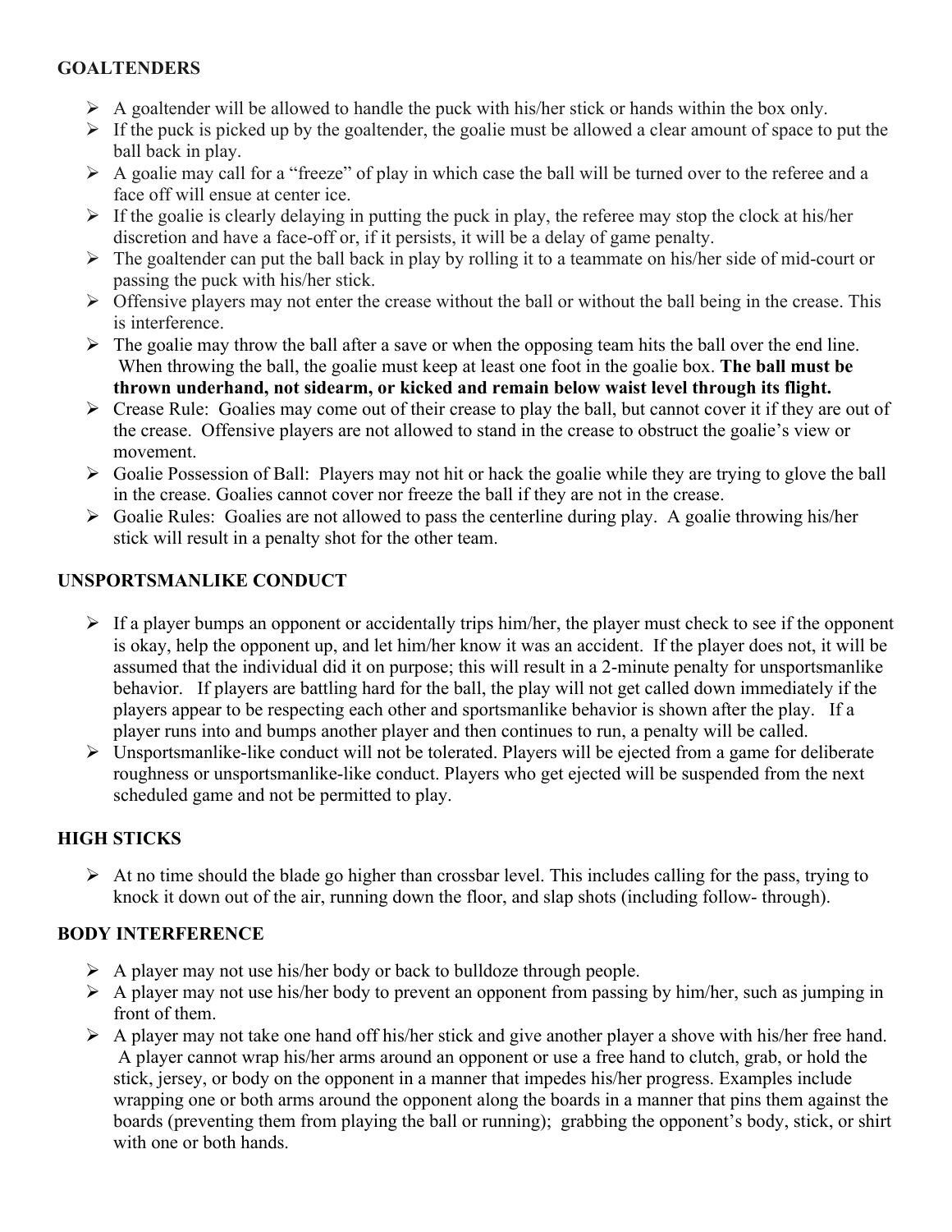## GOALTENDERS

- A goaltender will be allowed to handle the puck with his/her stick or hands within the box only.
- If the puck is picked up by the goaltender, the goalie must be allowed a clear amount of space to put the ball back in play.
- A goalie may call for a "freeze" of play in which case the ball will be turned over to the referee and a face off will ensue at center ice.
- If the goalie is clearly delaying in putting the puck in play, the referee may stop the clock at his/her discretion and have a face-off or, if it persists, it will be a delay of game penalty.
- The goaltender can put the ball back in play by rolling it to a teammate on his/her side of mid-court or passing the puck with his/her stick.
- Offensive players may not enter the crease without the ball or without the ball being in the crease. This is interference.
- The goalie may throw the ball after a save or when the opposing team hits the ball over the end line. When throwing the ball, the goalie must keep at least one foot in the goalie box. **The ball must be thrown underhand, not sidearm, or kicked and remain below waist level through its flight.**
- Crease Rule: Goalies may come out of their crease to play the ball, but cannot cover it if they are out of the crease. Offensive players are not allowed to stand in the crease to obstruct the goalie's view or movement.
- Goalie Possession of Ball: Players may not hit or hack the goalie while they are trying to glove the ball in the crease. Goalies cannot cover nor freeze the ball if they are not in the crease.
- Goalie Rules: Goalies are not allowed to pass the centerline during play. A goalie throwing his/her stick will result in a penalty shot for the other team.

## UNSPORTSMANLIKE CONDUCT

- If a player bumps an opponent or accidentally trips him/her, the player must check to see if the opponent is okay, help the opponent up, and let him/her know it was an accident. If the player does not, it will be assumed that the individual did it on purpose; this will result in a 2-minute penalty for unsportsmanlike behavior. If players are battling hard for the ball, the play will not get called down immediately if the players appear to be respecting each other and sportsmanlike behavior is shown after the play. If a player runs into and bumps another player and then continues to run, a penalty will be called.
- Unsportsmanlike-like conduct will not be tolerated. Players will be ejected from a game for deliberate roughness or unsportsmanlike-like conduct. Players who get ejected will be suspended from the next scheduled game and not be permitted to play.

## HIGH STICKS

- At no time should the blade go higher than crossbar level. This includes calling for the pass, trying to knock it down out of the air, running down the floor, and slap shots (including follow- through).

## BODY INTERFERENCE

- A player may not use his/her body or back to bulldoze through people.
- A player may not use his/her body to prevent an opponent from passing by him/her, such as jumping in front of them.
- A player may not take one hand off his/her stick and give another player a shove with his/her free hand. A player cannot wrap his/her arms around an opponent or use a free hand to clutch, grab, or hold the stick, jersey, or body on the opponent in a manner that impedes his/her progress. Examples include wrapping one or both arms around the opponent along the boards in a manner that pins them against the boards (preventing them from playing the ball or running); grabbing the opponent's body, stick, or shirt with one or both hands.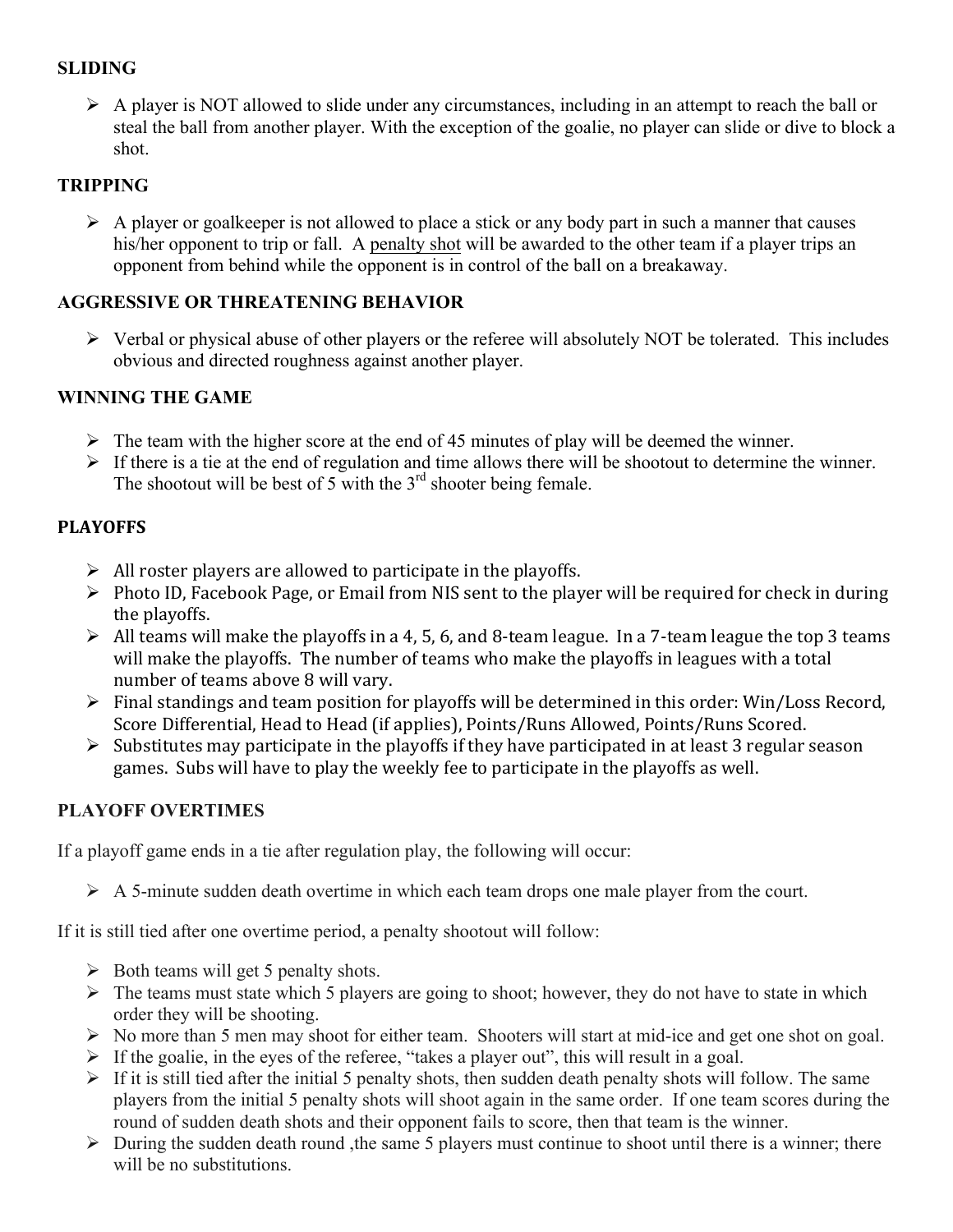## SLIDING

- A player is NOT allowed to slide under any circumstances, including in an attempt to reach the ball or steal the ball from another player. With the exception of the goalie, no player can slide or dive to block a shot.

## TRIPPING

- A player or goalkeeper is not allowed to place a stick or any body part in such a manner that causes his/her opponent to trip or fall. A penalty shot will be awarded to the other team if a player trips an opponent from behind while the opponent is in control of the ball on a breakaway.

## AGGRESSIVE OR THREATENING BEHAVIOR

- Verbal or physical abuse of other players or the referee will absolutely NOT be tolerated. This includes obvious and directed roughness against another player.

## WINNING THE GAME

- The team with the higher score at the end of 45 minutes of play will be deemed the winner.
- If there is a tie at the end of regulation and time allows there will be shootout to determine the winner. The shootout will be best of 5 with the 3rd shooter being female.

## PLAYOFFS

- All roster players are allowed to participate in the playoffs.
- Photo ID, Facebook Page, or Email from NIS sent to the player will be required for check in during the playoffs.
- All teams will make the playoffs in a 4, 5, 6, and 8-team league. In a 7-team league the top 3 teams will make the playoffs. The number of teams who make the playoffs in leagues with a total number of teams above 8 will vary.
- Final standings and team position for playoffs will be determined in this order: Win/Loss Record, Score Differential, Head to Head (if applies), Points/Runs Allowed, Points/Runs Scored.
- Substitutes may participate in the playoffs if they have participated in at least 3 regular season games. Subs will have to play the weekly fee to participate in the playoffs as well.

## PLAYOFF OVERTIMES

If a playoff game ends in a tie after regulation play, the following will occur:

- A 5-minute sudden death overtime in which each team drops one male player from the court.

If it is still tied after one overtime period, a penalty shootout will follow:

- Both teams will get 5 penalty shots.
- The teams must state which 5 players are going to shoot; however, they do not have to state in which order they will be shooting.
- No more than 5 men may shoot for either team. Shooters will start at mid-ice and get one shot on goal.
- If the goalie, in the eyes of the referee, "takes a player out", this will result in a goal.
- If it is still tied after the initial 5 penalty shots, then sudden death penalty shots will follow. The same players from the initial 5 penalty shots will shoot again in the same order. If one team scores during the round of sudden death shots and their opponent fails to score, then that team is the winner.
- During the sudden death round ,the same 5 players must continue to shoot until there is a winner; there will be no substitutions.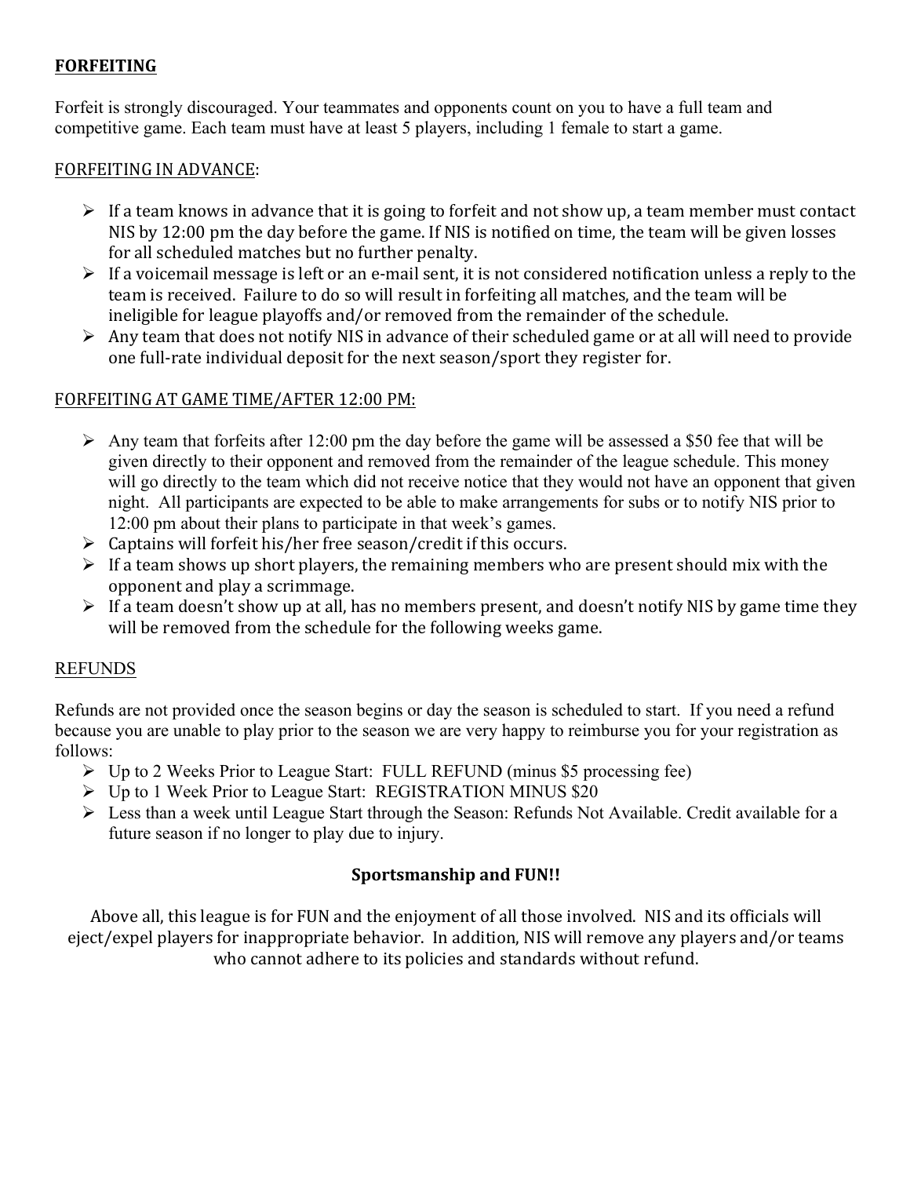## **FORFEITING**

Forfeit is strongly discouraged. Your teammates and opponents count on you to have a full team and competitive game. Each team must have at least 5 players, including 1 female to start a game.

### FORFEITING IN ADVANCE:

- If a team knows in advance that it is going to forfeit and not show up, a team member must contact NIS by 12:00 pm the day before the game. If NIS is notified on time, the team will be given losses for all scheduled matches but no further penalty.
- If a voicemail message is left or an e-mail sent, it is not considered notification unless a reply to the team is received. Failure to do so will result in forfeiting all matches, and the team will be ineligible for league playoffs and/or removed from the remainder of the schedule.
- Any team that does not notify NIS in advance of their scheduled game or at all will need to provide one full-rate individual deposit for the next season/sport they register for.

### FORFEITING AT GAME TIME/AFTER 12:00 PM:

- Any team that forfeits after 12:00 pm the day before the game will be assessed a $50 fee that will be given directly to their opponent and removed from the remainder of the league schedule. This money will go directly to the team which did not receive notice that they would not have an opponent that given night. All participants are expected to be able to make arrangements for subs or to notify NIS prior to 12:00 pm about their plans to participate in that week's games.
- Captains will forfeit his/her free season/credit if this occurs.
- If a team shows up short players, the remaining members who are present should mix with the opponent and play a scrimmage.
- If a team doesn't show up at all, has no members present, and doesn't notify NIS by game time they will be removed from the schedule for the following weeks game.

### REFUNDS

Refunds are not provided once the season begins or day the season is scheduled to start. If you need a refund because you are unable to play prior to the season we are very happy to reimburse you for your registration as follows:

- Up to 2 Weeks Prior to League Start: FULL REFUND (minus $5 processing fee)
- Up to 1 Week Prior to League Start: REGISTRATION MINUS $20
- Less than a week until League Start through the Season: Refunds Not Available. Credit available for a future season if no longer to play due to injury.

### **Sportsmanship and FUN!!**

Above all, this league is for FUN and the enjoyment of all those involved. NIS and its officials will eject/expel players for inappropriate behavior. In addition, NIS will remove any players and/or teams who cannot adhere to its policies and standards without refund.